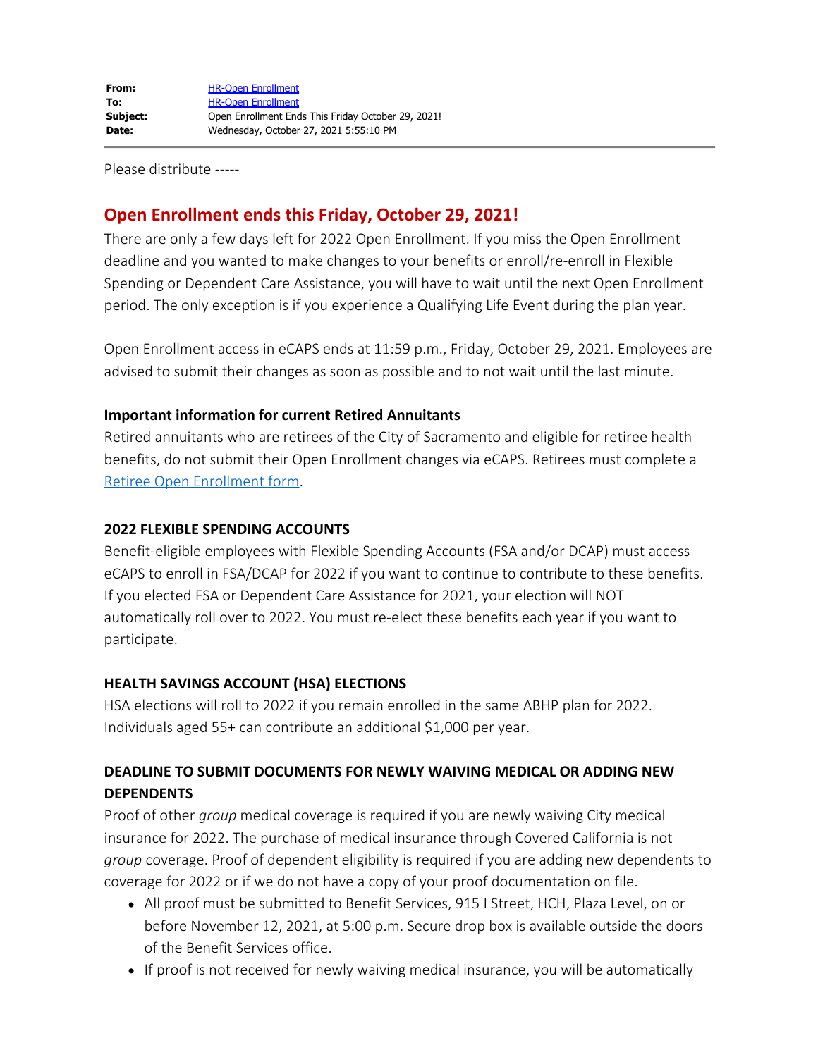| | |
|---|---|
| **From:** | HR-Open Enrollment |
| **To:** | HR-Open Enrollment |
| **Subject:** | Open Enrollment Ends This Friday October 29, 2021! |
| **Date:** | Wednesday, October 27, 2021 5:55:10 PM |

Please distribute -----

## Open Enrollment ends this Friday, October 29, 2021!

There are only a few days left for 2022 Open Enrollment. If you miss the Open Enrollment deadline and you wanted to make changes to your benefits or enroll/re-enroll in Flexible Spending or Dependent Care Assistance, you will have to wait until the next Open Enrollment period. The only exception is if you experience a Qualifying Life Event during the plan year.

Open Enrollment access in eCAPS ends at 11:59 p.m., Friday, October 29, 2021. Employees are advised to submit their changes as soon as possible and to not wait until the last minute.

**Important information for current Retired Annuitants**

Retired annuitants who are retirees of the City of Sacramento and eligible for retiree health benefits, do not submit their Open Enrollment changes via eCAPS. Retirees must complete a Retiree Open Enrollment form.

**2022 FLEXIBLE SPENDING ACCOUNTS**

Benefit-eligible employees with Flexible Spending Accounts (FSA and/or DCAP) must access eCAPS to enroll in FSA/DCAP for 2022 if you want to continue to contribute to these benefits. If you elected FSA or Dependent Care Assistance for 2021, your election will NOT automatically roll over to 2022. You must re-elect these benefits each year if you want to participate.

**HEALTH SAVINGS ACCOUNT (HSA) ELECTIONS**

HSA elections will roll to 2022 if you remain enrolled in the same ABHP plan for 2022. Individuals aged 55+ can contribute an additional $1,000 per year.

**DEADLINE TO SUBMIT DOCUMENTS FOR NEWLY WAIVING MEDICAL OR ADDING NEW DEPENDENTS**

Proof of other *group* medical coverage is required if you are newly waiving City medical insurance for 2022. The purchase of medical insurance through Covered California is not *group* coverage. Proof of dependent eligibility is required if you are adding new dependents to coverage for 2022 or if we do not have a copy of your proof documentation on file.

- All proof must be submitted to Benefit Services, 915 I Street, HCH, Plaza Level, on or before November 12, 2021, at 5:00 p.m. Secure drop box is available outside the doors of the Benefit Services office.
- If proof is not received for newly waiving medical insurance, you will be automatically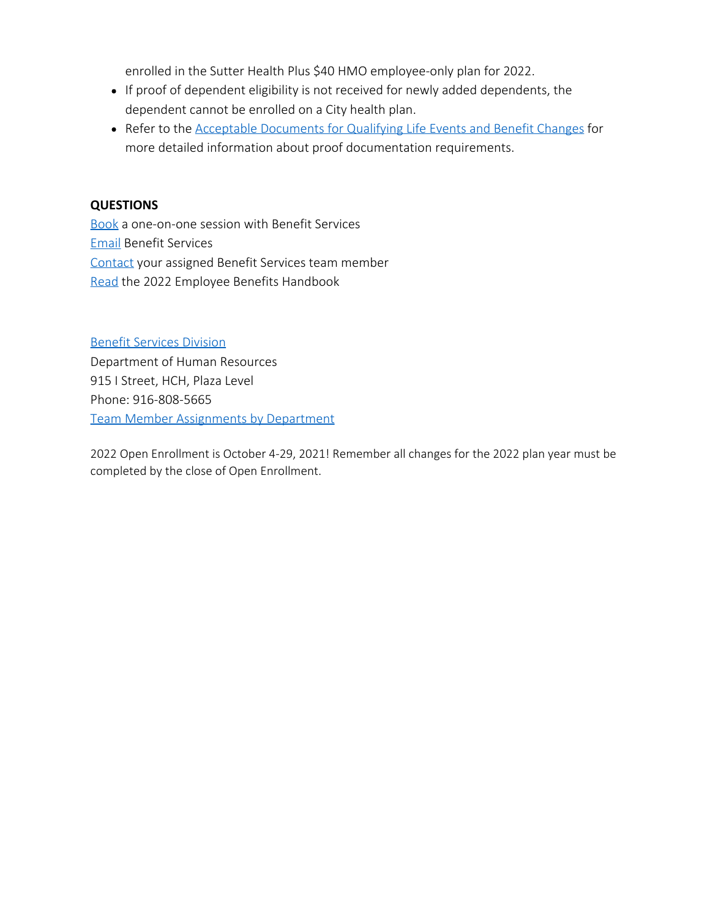enrolled in the Sutter Health Plus $40 HMO employee-only plan for 2022.

- If proof of dependent eligibility is not received for newly added dependents, the dependent cannot be enrolled on a City health plan.
- Refer to the Acceptable Documents for Qualifying Life Events and Benefit Changes for more detailed information about proof documentation requirements.

**QUESTIONS**

Book a one-on-one session with Benefit Services
Email Benefit Services
Contact your assigned Benefit Services team member
Read the 2022 Employee Benefits Handbook

Benefit Services Division
Department of Human Resources
915 I Street, HCH, Plaza Level
Phone: 916-808-5665
Team Member Assignments by Department

2022 Open Enrollment is October 4-29, 2021! Remember all changes for the 2022 plan year must be completed by the close of Open Enrollment.